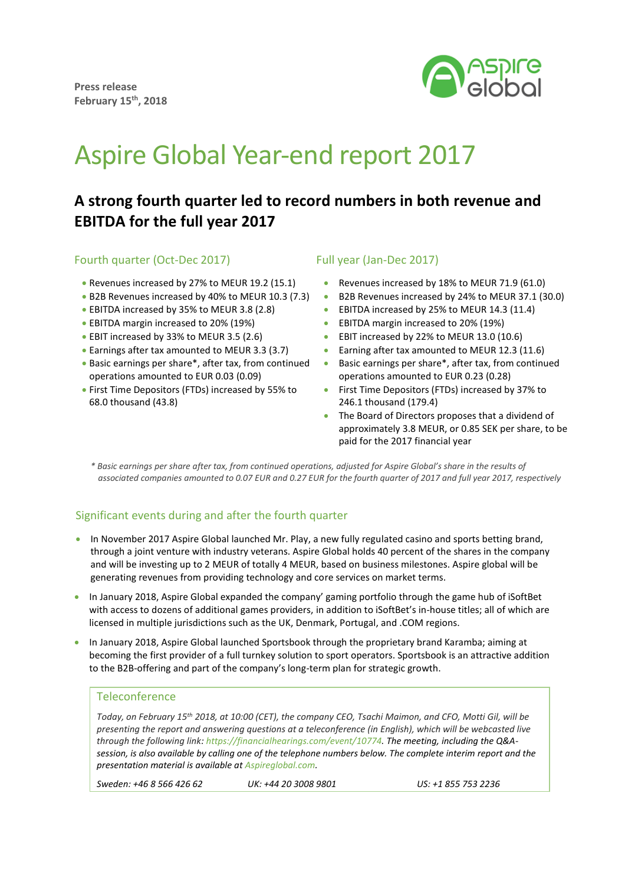**Press release**
**February 15th, 2018**

# Aspire Global Year-end report 2017

## A strong fourth quarter led to record numbers in both revenue and EBITDA for the full year 2017

### Fourth quarter (Oct-Dec 2017)

- Revenues increased by 27% to MEUR 19.2 (15.1)
- B2B Revenues increased by 40% to MEUR 10.3 (7.3)
- EBITDA increased by 35% to MEUR 3.8 (2.8)
- EBITDA margin increased to 20% (19%)
- EBIT increased by 33% to MEUR 3.5 (2.6)
- Earnings after tax amounted to MEUR 3.3 (3.7)
- Basic earnings per share*, after tax, from continued operations amounted to EUR 0.03 (0.09)
- First Time Depositors (FTDs) increased by 55% to 68.0 thousand (43.8)

### Full year (Jan-Dec 2017)

- Revenues increased by 18% to MEUR 71.9 (61.0)
- B2B Revenues increased by 24% to MEUR 37.1 (30.0)
- EBITDA increased by 25% to MEUR 14.3 (11.4)
- EBITDA margin increased to 20% (19%)
- EBIT increased by 22% to MEUR 13.0 (10.6)
- Earning after tax amounted to MEUR 12.3 (11.6)
- Basic earnings per share*, after tax, from continued operations amounted to EUR 0.23 (0.28)
- First Time Depositors (FTDs) increased by 37% to 246.1 thousand (179.4)
- The Board of Directors proposes that a dividend of approximately 3.8 MEUR, or 0.85 SEK per share, to be paid for the 2017 financial year

*\* Basic earnings per share after tax, from continued operations, adjusted for Aspire Global's share in the results of associated companies amounted to 0.07 EUR and 0.27 EUR for the fourth quarter of 2017 and full year 2017, respectively*

### Significant events during and after the fourth quarter

- In November 2017 Aspire Global launched Mr. Play, a new fully regulated casino and sports betting brand, through a joint venture with industry veterans. Aspire Global holds 40 percent of the shares in the company and will be investing up to 2 MEUR of totally 4 MEUR, based on business milestones. Aspire global will be generating revenues from providing technology and core services on market terms.
- In January 2018, Aspire Global expanded the company' gaming portfolio through the game hub of iSoftBet with access to dozens of additional games providers, in addition to iSoftBet's in-house titles; all of which are licensed in multiple jurisdictions such as the UK, Denmark, Portugal, and .COM regions.
- In January 2018, Aspire Global launched Sportsbook through the proprietary brand Karamba; aiming at becoming the first provider of a full turnkey solution to sport operators. Sportsbook is an attractive addition to the B2B-offering and part of the company's long-term plan for strategic growth.

### Teleconference

*Today, on February 15th 2018, at 10:00 (CET), the company CEO, Tsachi Maimon, and CFO, Motti Gil, will be presenting the report and answering questions at a teleconference (in English), which will be webcasted live through the following link: https://financialhearings.com/event/10774. The meeting, including the Q&A-session, is also available by calling one of the telephone numbers below. The complete interim report and the presentation material is available at Aspireglobal.com.*

*Sweden: +46 8 566 426 62* *UK: +44 20 3008 9801* *US: +1 855 753 2236*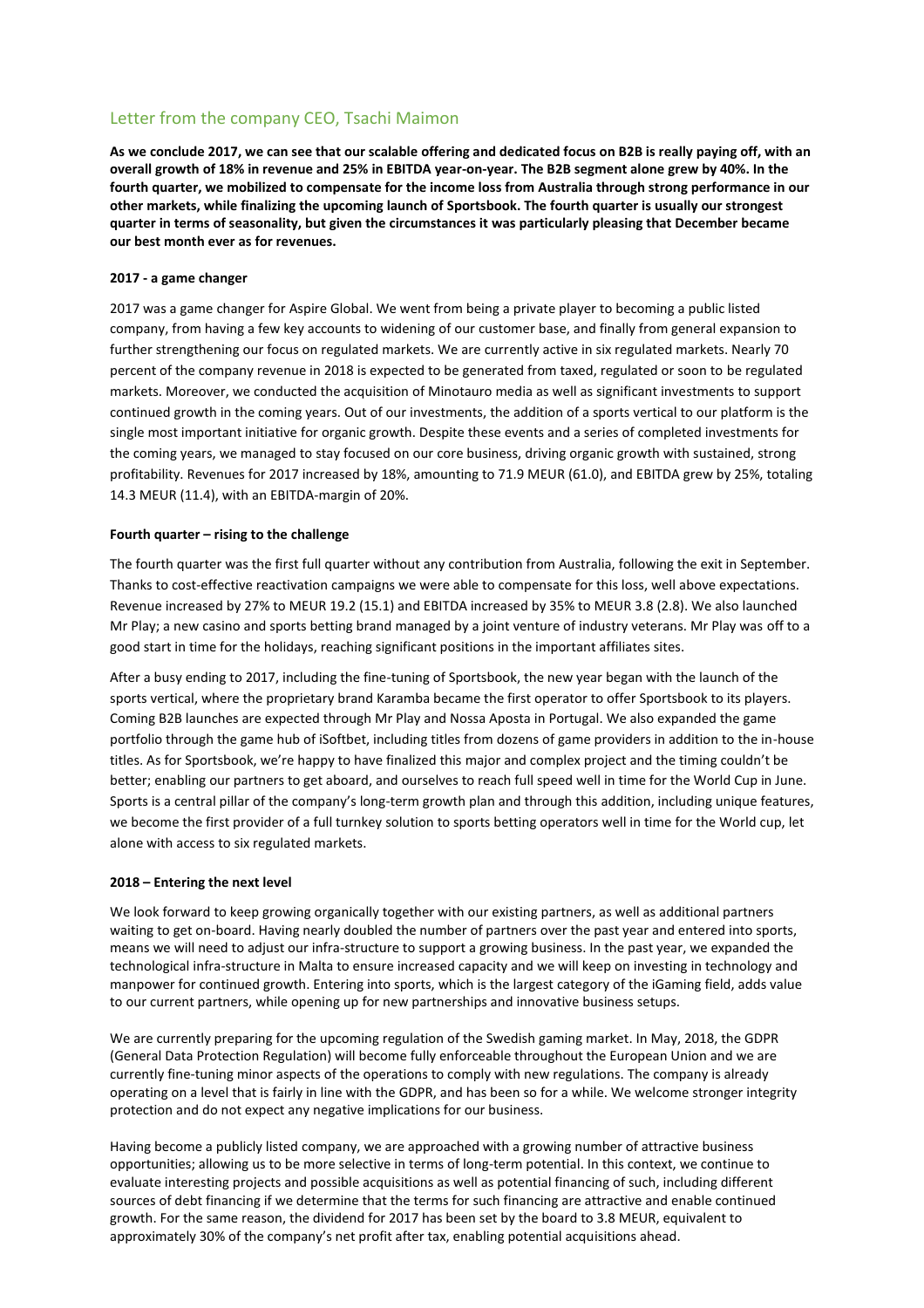## Letter from the company CEO, Tsachi Maimon

**As we conclude 2017, we can see that our scalable offering and dedicated focus on B2B is really paying off, with an overall growth of 18% in revenue and 25% in EBITDA year-on-year. The B2B segment alone grew by 40%. In the fourth quarter, we mobilized to compensate for the income loss from Australia through strong performance in our other markets, while finalizing the upcoming launch of Sportsbook. The fourth quarter is usually our strongest quarter in terms of seasonality, but given the circumstances it was particularly pleasing that December became our best month ever as for revenues.**

**2017 - a game changer**

2017 was a game changer for Aspire Global. We went from being a private player to becoming a public listed company, from having a few key accounts to widening of our customer base, and finally from general expansion to further strengthening our focus on regulated markets. We are currently active in six regulated markets. Nearly 70 percent of the company revenue in 2018 is expected to be generated from taxed, regulated or soon to be regulated markets. Moreover, we conducted the acquisition of Minotauro media as well as significant investments to support continued growth in the coming years. Out of our investments, the addition of a sports vertical to our platform is the single most important initiative for organic growth. Despite these events and a series of completed investments for the coming years, we managed to stay focused on our core business, driving organic growth with sustained, strong profitability. Revenues for 2017 increased by 18%, amounting to 71.9 MEUR (61.0), and EBITDA grew by 25%, totaling 14.3 MEUR (11.4), with an EBITDA-margin of 20%.

**Fourth quarter – rising to the challenge**

The fourth quarter was the first full quarter without any contribution from Australia, following the exit in September. Thanks to cost-effective reactivation campaigns we were able to compensate for this loss, well above expectations. Revenue increased by 27% to MEUR 19.2 (15.1) and EBITDA increased by 35% to MEUR 3.8 (2.8). We also launched Mr Play; a new casino and sports betting brand managed by a joint venture of industry veterans. Mr Play was off to a good start in time for the holidays, reaching significant positions in the important affiliates sites.

After a busy ending to 2017, including the fine-tuning of Sportsbook, the new year began with the launch of the sports vertical, where the proprietary brand Karamba became the first operator to offer Sportsbook to its players. Coming B2B launches are expected through Mr Play and Nossa Aposta in Portugal. We also expanded the game portfolio through the game hub of iSoftbet, including titles from dozens of game providers in addition to the in-house titles. As for Sportsbook, we're happy to have finalized this major and complex project and the timing couldn't be better; enabling our partners to get aboard, and ourselves to reach full speed well in time for the World Cup in June. Sports is a central pillar of the company's long-term growth plan and through this addition, including unique features, we become the first provider of a full turnkey solution to sports betting operators well in time for the World cup, let alone with access to six regulated markets.

**2018 – Entering the next level**

We look forward to keep growing organically together with our existing partners, as well as additional partners waiting to get on-board. Having nearly doubled the number of partners over the past year and entered into sports, means we will need to adjust our infra-structure to support a growing business. In the past year, we expanded the technological infra-structure in Malta to ensure increased capacity and we will keep on investing in technology and manpower for continued growth. Entering into sports, which is the largest category of the iGaming field, adds value to our current partners, while opening up for new partnerships and innovative business setups.

We are currently preparing for the upcoming regulation of the Swedish gaming market. In May, 2018, the GDPR (General Data Protection Regulation) will become fully enforceable throughout the European Union and we are currently fine-tuning minor aspects of the operations to comply with new regulations. The company is already operating on a level that is fairly in line with the GDPR, and has been so for a while. We welcome stronger integrity protection and do not expect any negative implications for our business.

Having become a publicly listed company, we are approached with a growing number of attractive business opportunities; allowing us to be more selective in terms of long-term potential. In this context, we continue to evaluate interesting projects and possible acquisitions as well as potential financing of such, including different sources of debt financing if we determine that the terms for such financing are attractive and enable continued growth. For the same reason, the dividend for 2017 has been set by the board to 3.8 MEUR, equivalent to approximately 30% of the company's net profit after tax, enabling potential acquisitions ahead.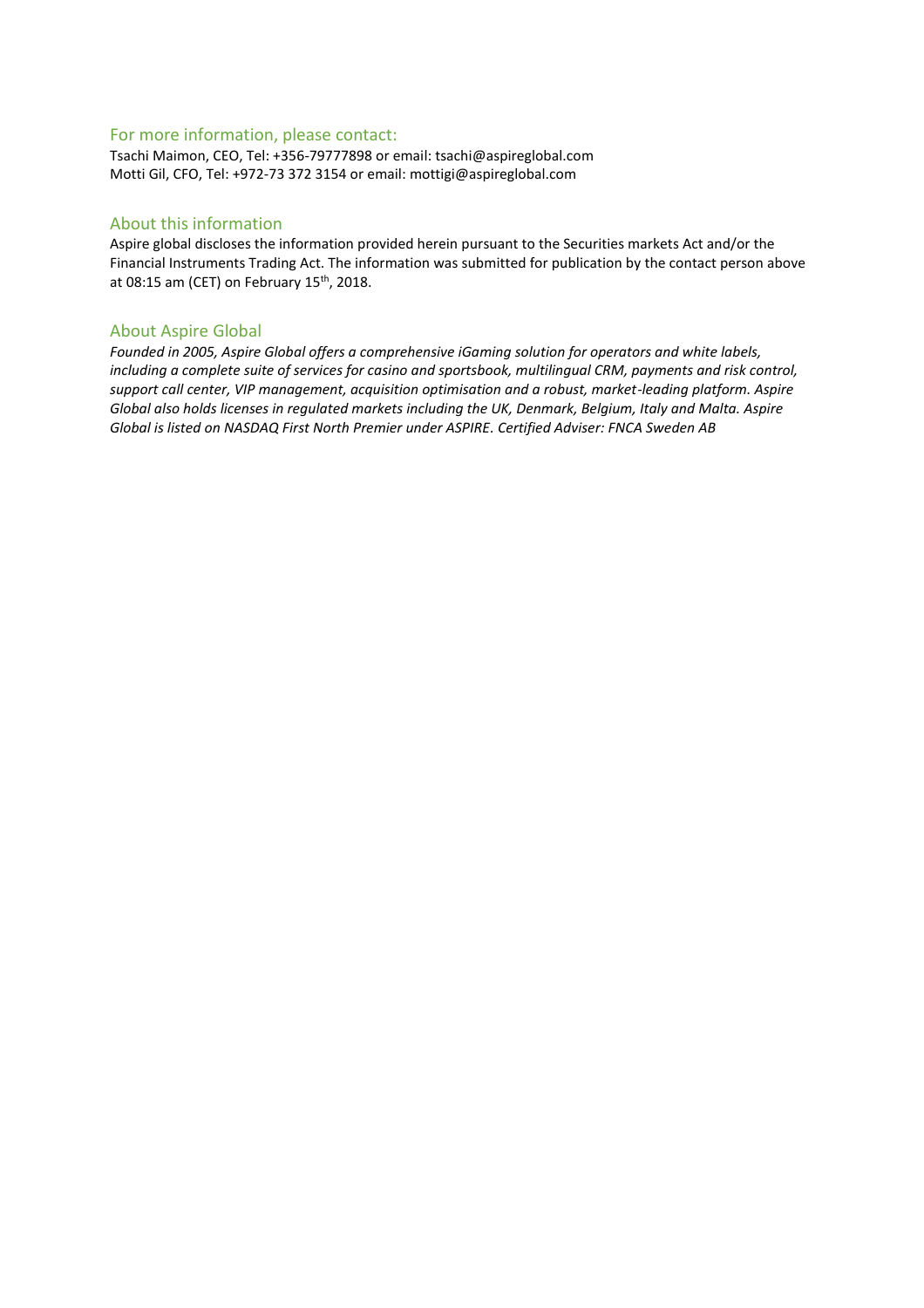## For more information, please contact:

Tsachi Maimon, CEO, Tel: +356-79777898 or email: tsachi@aspireglobal.com
Motti Gil, CFO, Tel: +972-73 372 3154 or email: mottigi@aspireglobal.com

## About this information

Aspire global discloses the information provided herein pursuant to the Securities markets Act and/or the Financial Instruments Trading Act. The information was submitted for publication by the contact person above at 08:15 am (CET) on February 15th, 2018.

## About Aspire Global

*Founded in 2005, Aspire Global offers a comprehensive iGaming solution for operators and white labels, including a complete suite of services for casino and sportsbook, multilingual CRM, payments and risk control, support call center, VIP management, acquisition optimisation and a robust, market-leading platform. Aspire Global also holds licenses in regulated markets including the UK, Denmark, Belgium, Italy and Malta. Aspire Global is listed on NASDAQ First North Premier under ASPIRE. Certified Adviser: FNCA Sweden AB*